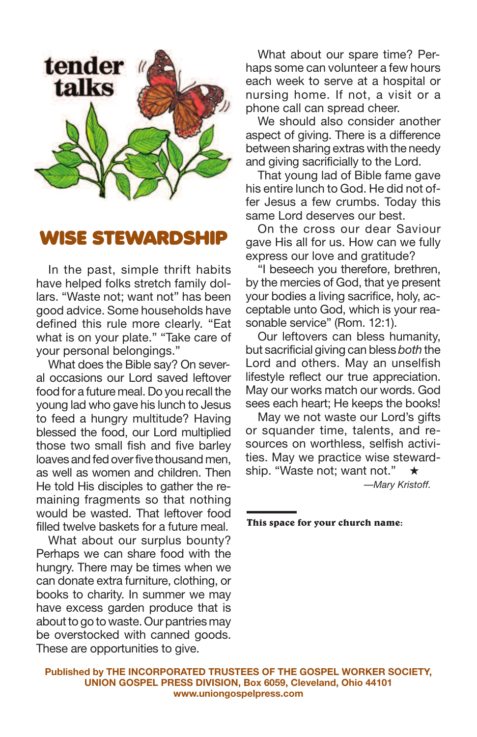tender talks

# WISE STEWARDSHIP

In the past, simple thrift habits have helped folks stretch family dollars. "Waste not; want not" has been good advice. Some households have defined this rule more clearly. "Eat what is on your plate." "Take care of your personal belongings."

What does the Bible say? On several occasions our Lord saved leftover food for a future meal. Do you recall the young lad who gave his lunch to Jesus to feed a hungry multitude? Having blessed the food, our Lord multiplied those two small fish and five barley loaves and fed over five thousand men, as well as women and children. Then He told His disciples to gather the remaining fragments so that nothing would be wasted. That leftover food filled twelve baskets for a future meal.

What about our surplus bounty? Perhaps we can share food with the hungry. There may be times when we can donate extra furniture, clothing, or books to charity. In summer we may have excess garden produce that is about to go to waste. Our pantries may be overstocked with canned goods. These are opportunities to give.

What about our spare time? Perhaps some can volunteer a few hours each week to serve at a hospital or nursing home. If not, a visit or a phone call can spread cheer.

We should also consider another aspect of giving. There is a difference between sharing extras with the needy and giving sacrificially to the Lord.

That young lad of Bible fame gave his entire lunch to God. He did not offer Jesus a few crumbs. Today this same Lord deserves our best.

On the cross our dear Saviour gave His all for us. How can we fully express our love and gratitude?

"I beseech you therefore, brethren, by the mercies of God, that ye present your bodies a living sacrifice, holy, acceptable unto God, which is your reasonable service" (Rom. 12:1).

Our leftovers can bless humanity, but sacrificial giving can bless *both* the Lord and others. May an unselfish lifestyle reflect our true appreciation. May our works match our words. God sees each heart; He keeps the books!

May we not waste our Lord's gifts or squander time, talents, and resources on worthless, selfish activities. May we practice wise stewardship. "Waste not; want not." ★

—*Mary Kristoff.*

**This space for your church name:**

**Published by THE INCORPORATED TRUSTEES OF THE GOSPEL WORKER SOCIETY, UNION GOSPEL PRESS DIVISION, Box 6059, Cleveland, Ohio 44101**
**www.uniongospelpress.com**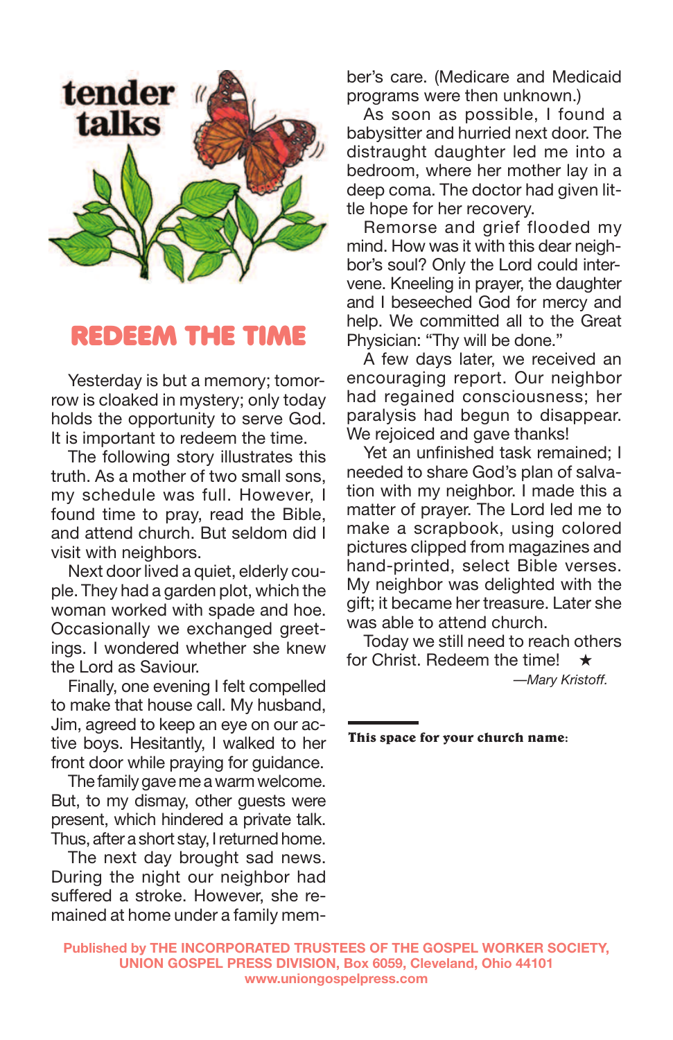# tender talks

## REDEEM THE TIME

Yesterday is but a memory; tomorrow is cloaked in mystery; only today holds the opportunity to serve God. It is important to redeem the time.

The following story illustrates this truth. As a mother of two small sons, my schedule was full. However, I found time to pray, read the Bible, and attend church. But seldom did I visit with neighbors.

Next door lived a quiet, elderly couple. They had a garden plot, which the woman worked with spade and hoe. Occasionally we exchanged greetings. I wondered whether she knew the Lord as Saviour.

Finally, one evening I felt compelled to make that house call. My husband, Jim, agreed to keep an eye on our active boys. Hesitantly, I walked to her front door while praying for guidance.

The family gave me a warm welcome. But, to my dismay, other guests were present, which hindered a private talk. Thus, after a short stay, I returned home.

The next day brought sad news. During the night our neighbor had suffered a stroke. However, she remained at home under a family member's care. (Medicare and Medicaid programs were then unknown.)

As soon as possible, I found a babysitter and hurried next door. The distraught daughter led me into a bedroom, where her mother lay in a deep coma. The doctor had given little hope for her recovery.

Remorse and grief flooded my mind. How was it with this dear neighbor's soul? Only the Lord could intervene. Kneeling in prayer, the daughter and I beseeched God for mercy and help. We committed all to the Great Physician: "Thy will be done."

A few days later, we received an encouraging report. Our neighbor had regained consciousness; her paralysis had begun to disappear. We rejoiced and gave thanks!

Yet an unfinished task remained; I needed to share God's plan of salvation with my neighbor. I made this a matter of prayer. The Lord led me to make a scrapbook, using colored pictures clipped from magazines and hand-printed, select Bible verses. My neighbor was delighted with the gift; it became her treasure. Later she was able to attend church.

Today we still need to reach others for Christ. Redeem the time! ★

*—Mary Kristoff.*

**This space for your church name:**

Published by THE INCORPORATED TRUSTEES OF THE GOSPEL WORKER SOCIETY, UNION GOSPEL PRESS DIVISION, Box 6059, Cleveland, Ohio 44101
www.uniongospelpress.com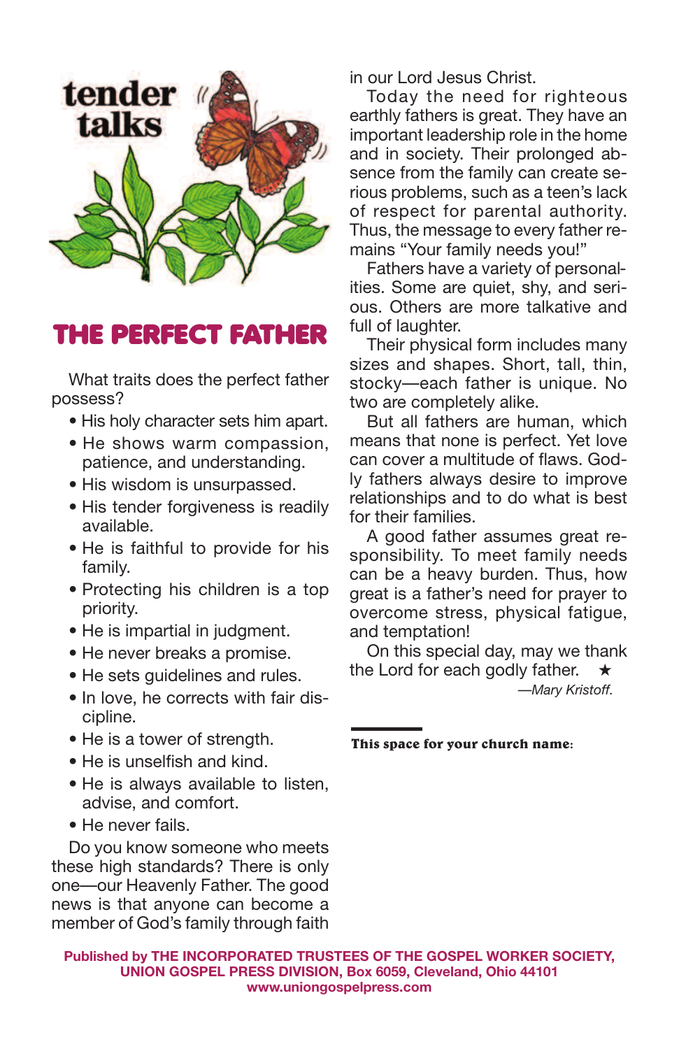tender talks

# THE PERFECT FATHER

What traits does the perfect father possess?

- His holy character sets him apart.
- He shows warm compassion, patience, and understanding.
- His wisdom is unsurpassed.
- His tender forgiveness is readily available.
- He is faithful to provide for his family.
- Protecting his children is a top priority.
- He is impartial in judgment.
- He never breaks a promise.
- He sets guidelines and rules.
- In love, he corrects with fair discipline.
- He is a tower of strength.
- He is unselfish and kind.
- He is always available to listen, advise, and comfort.
- He never fails.

Do you know someone who meets these high standards? There is only one—our Heavenly Father. The good news is that anyone can become a member of God's family through faith in our Lord Jesus Christ.

Today the need for righteous earthly fathers is great. They have an important leadership role in the home and in society. Their prolonged absence from the family can create serious problems, such as a teen's lack of respect for parental authority. Thus, the message to every father remains "Your family needs you!"

Fathers have a variety of personalities. Some are quiet, shy, and serious. Others are more talkative and full of laughter.

Their physical form includes many sizes and shapes. Short, tall, thin, stocky—each father is unique. No two are completely alike.

But all fathers are human, which means that none is perfect. Yet love can cover a multitude of flaws. Godly fathers always desire to improve relationships and to do what is best for their families.

A good father assumes great responsibility. To meet family needs can be a heavy burden. Thus, how great is a father's need for prayer to overcome stress, physical fatigue, and temptation!

On this special day, may we thank the Lord for each godly father. ★

*—Mary Kristoff.*

**This space for your church name:**

**Published by THE INCORPORATED TRUSTEES OF THE GOSPEL WORKER SOCIETY, UNION GOSPEL PRESS DIVISION, Box 6059, Cleveland, Ohio 44101**
**www.uniongospelpress.com**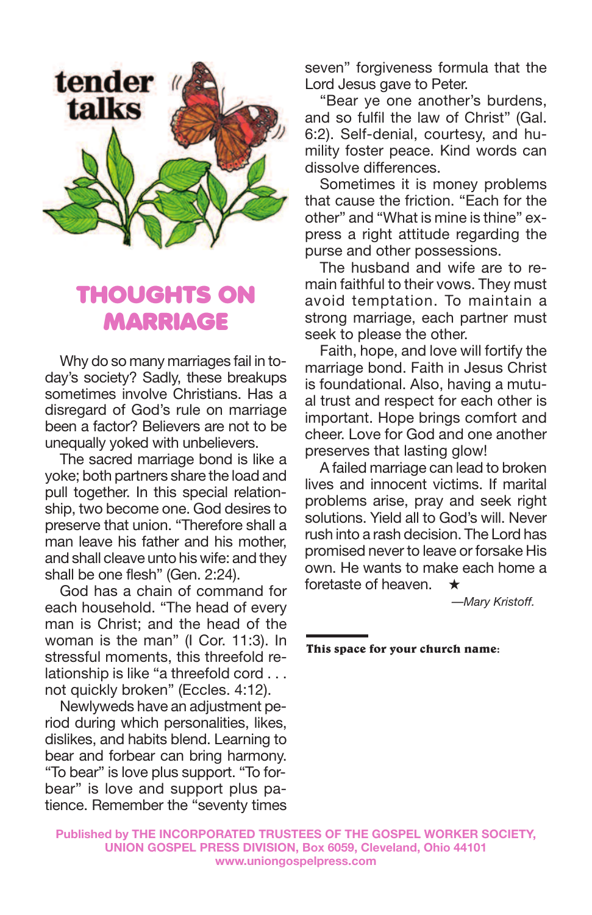tender talks

# THOUGHTS ON MARRIAGE

Why do so many marriages fail in today's society? Sadly, these breakups sometimes involve Christians. Has a disregard of God's rule on marriage been a factor? Believers are not to be unequally yoked with unbelievers.

The sacred marriage bond is like a yoke; both partners share the load and pull together. In this special relationship, two become one. God desires to preserve that union. "Therefore shall a man leave his father and his mother, and shall cleave unto his wife: and they shall be one flesh" (Gen. 2:24).

God has a chain of command for each household. "The head of every man is Christ; and the head of the woman is the man" (I Cor. 11:3). In stressful moments, this threefold relationship is like "a threefold cord . . . not quickly broken" (Eccles. 4:12).

Newlyweds have an adjustment period during which personalities, likes, dislikes, and habits blend. Learning to bear and forbear can bring harmony. "To bear" is love plus support. "To forbear" is love and support plus patience. Remember the "seventy times seven" forgiveness formula that the Lord Jesus gave to Peter.

"Bear ye one another's burdens, and so fulfil the law of Christ" (Gal. 6:2). Self-denial, courtesy, and humility foster peace. Kind words can dissolve differences.

Sometimes it is money problems that cause the friction. "Each for the other" and "What is mine is thine" express a right attitude regarding the purse and other possessions.

The husband and wife are to remain faithful to their vows. They must avoid temptation. To maintain a strong marriage, each partner must seek to please the other.

Faith, hope, and love will fortify the marriage bond. Faith in Jesus Christ is foundational. Also, having a mutual trust and respect for each other is important. Hope brings comfort and cheer. Love for God and one another preserves that lasting glow!

A failed marriage can lead to broken lives and innocent victims. If marital problems arise, pray and seek right solutions. Yield all to God's will. Never rush into a rash decision. The Lord has promised never to leave or forsake His own. He wants to make each home a foretaste of heaven. ★

*—Mary Kristoff.*

**This space for your church name:**

Published by THE INCORPORATED TRUSTEES OF THE GOSPEL WORKER SOCIETY, UNION GOSPEL PRESS DIVISION, Box 6059, Cleveland, Ohio 44101
www.uniongospelpress.com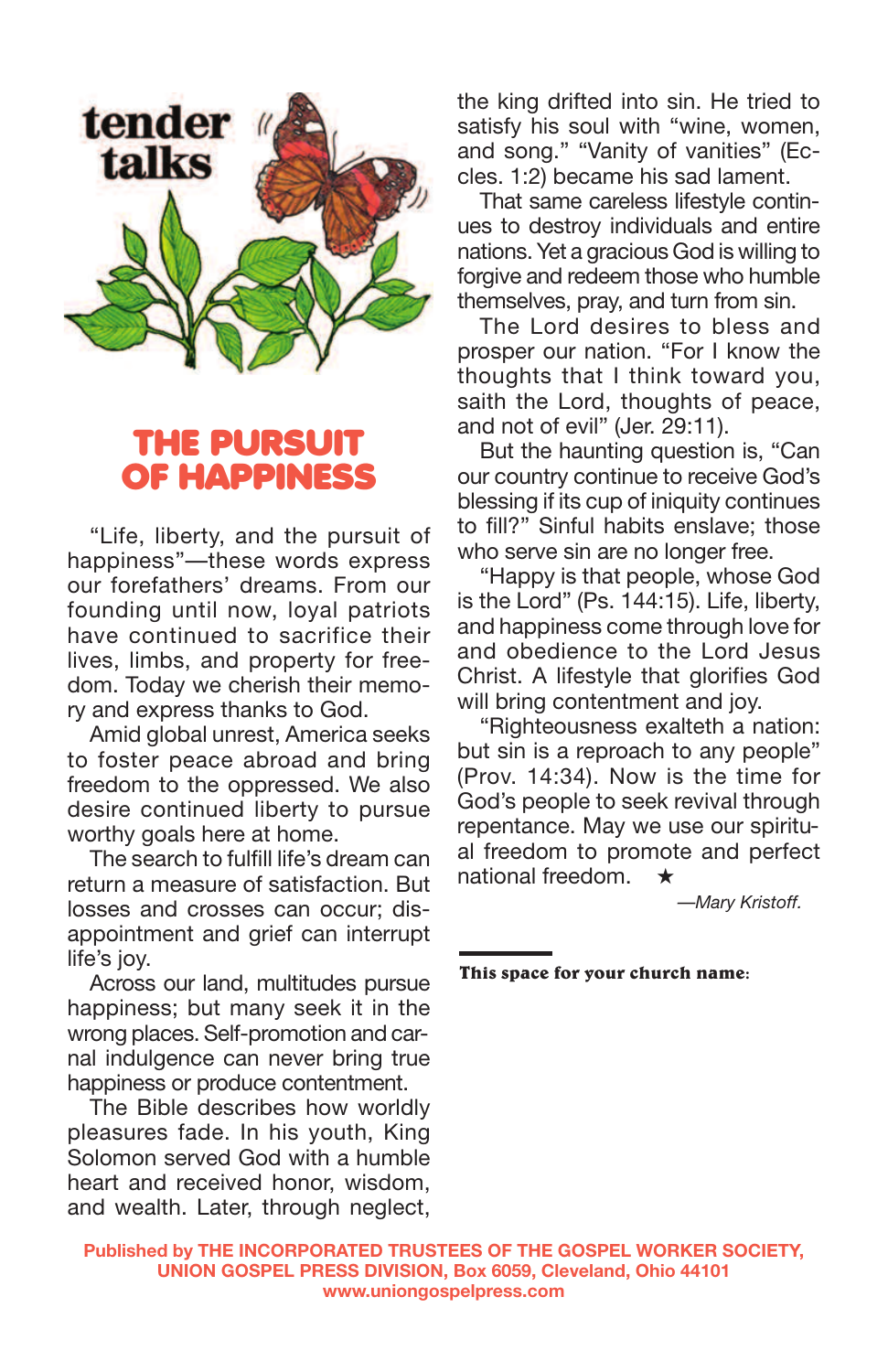tender talks

# THE PURSUIT OF HAPPINESS

"Life, liberty, and the pursuit of happiness"—these words express our forefathers' dreams. From our founding until now, loyal patriots have continued to sacrifice their lives, limbs, and property for freedom. Today we cherish their memory and express thanks to God.

Amid global unrest, America seeks to foster peace abroad and bring freedom to the oppressed. We also desire continued liberty to pursue worthy goals here at home.

The search to fulfill life's dream can return a measure of satisfaction. But losses and crosses can occur; disappointment and grief can interrupt life's joy.

Across our land, multitudes pursue happiness; but many seek it in the wrong places. Self-promotion and carnal indulgence can never bring true happiness or produce contentment.

The Bible describes how worldly pleasures fade. In his youth, King Solomon served God with a humble heart and received honor, wisdom, and wealth. Later, through neglect, the king drifted into sin. He tried to satisfy his soul with "wine, women, and song." "Vanity of vanities" (Eccles. 1:2) became his sad lament.

That same careless lifestyle continues to destroy individuals and entire nations. Yet a gracious God is willing to forgive and redeem those who humble themselves, pray, and turn from sin.

The Lord desires to bless and prosper our nation. "For I know the thoughts that I think toward you, saith the Lord, thoughts of peace, and not of evil" (Jer. 29:11).

But the haunting question is, "Can our country continue to receive God's blessing if its cup of iniquity continues to fill?" Sinful habits enslave; those who serve sin are no longer free.

"Happy is that people, whose God is the Lord" (Ps. 144:15). Life, liberty, and happiness come through love for and obedience to the Lord Jesus Christ. A lifestyle that glorifies God will bring contentment and joy.

"Righteousness exalteth a nation: but sin is a reproach to any people" (Prov. 14:34). Now is the time for God's people to seek revival through repentance. May we use our spiritual freedom to promote and perfect national freedom. ★

*—Mary Kristoff.*

**This space for your church name:**

**Published by THE INCORPORATED TRUSTEES OF THE GOSPEL WORKER SOCIETY, UNION GOSPEL PRESS DIVISION, Box 6059, Cleveland, Ohio 44101**
**www.uniongospelpress.com**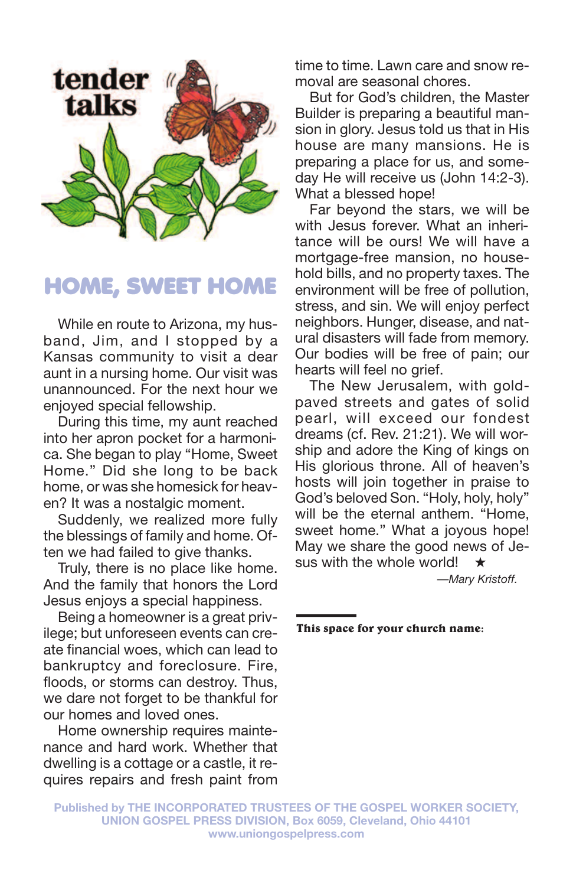tender talks

# HOME, SWEET HOME

While en route to Arizona, my husband, Jim, and I stopped by a Kansas community to visit a dear aunt in a nursing home. Our visit was unannounced. For the next hour we enjoyed special fellowship.

During this time, my aunt reached into her apron pocket for a harmonica. She began to play "Home, Sweet Home." Did she long to be back home, or was she homesick for heaven? It was a nostalgic moment.

Suddenly, we realized more fully the blessings of family and home. Often we had failed to give thanks.

Truly, there is no place like home. And the family that honors the Lord Jesus enjoys a special happiness.

Being a homeowner is a great privilege; but unforeseen events can create financial woes, which can lead to bankruptcy and foreclosure. Fire, floods, or storms can destroy. Thus, we dare not forget to be thankful for our homes and loved ones.

Home ownership requires maintenance and hard work. Whether that dwelling is a cottage or a castle, it requires repairs and fresh paint from time to time. Lawn care and snow removal are seasonal chores.

But for God's children, the Master Builder is preparing a beautiful mansion in glory. Jesus told us that in His house are many mansions. He is preparing a place for us, and someday He will receive us (John 14:2-3). What a blessed hope!

Far beyond the stars, we will be with Jesus forever. What an inheritance will be ours! We will have a mortgage-free mansion, no household bills, and no property taxes. The environment will be free of pollution, stress, and sin. We will enjoy perfect neighbors. Hunger, disease, and natural disasters will fade from memory. Our bodies will be free of pain; our hearts will feel no grief.

The New Jerusalem, with gold-paved streets and gates of solid pearl, will exceed our fondest dreams (cf. Rev. 21:21). We will worship and adore the King of kings on His glorious throne. All of heaven's hosts will join together in praise to God's beloved Son. "Holy, holy, holy" will be the eternal anthem. "Home, sweet home." What a joyous hope! May we share the good news of Jesus with the whole world! ★

—*Mary Kristoff.*

**This space for your church name:**

Published by THE INCORPORATED TRUSTEES OF THE GOSPEL WORKER SOCIETY, UNION GOSPEL PRESS DIVISION, Box 6059, Cleveland, Ohio 44101
www.uniongospelpress.com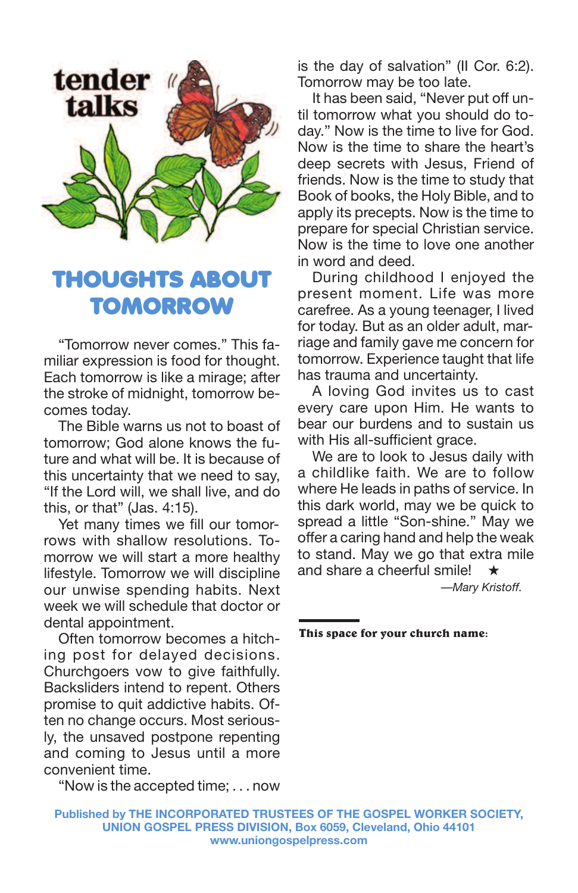**tender talks**

# THOUGHTS ABOUT TOMORROW

"Tomorrow never comes." This familiar expression is food for thought. Each tomorrow is like a mirage; after the stroke of midnight, tomorrow becomes today.

The Bible warns us not to boast of tomorrow; God alone knows the future and what will be. It is because of this uncertainty that we need to say, "If the Lord will, we shall live, and do this, or that" (Jas. 4:15).

Yet many times we fill our tomorrows with shallow resolutions. Tomorrow we will start a more healthy lifestyle. Tomorrow we will discipline our unwise spending habits. Next week we will schedule that doctor or dental appointment.

Often tomorrow becomes a hitching post for delayed decisions. Churchgoers vow to give faithfully. Backsliders intend to repent. Others promise to quit addictive habits. Often no change occurs. Most seriously, the unsaved postpone repenting and coming to Jesus until a more convenient time.

"Now is the accepted time; . . . now is the day of salvation" (II Cor. 6:2). Tomorrow may be too late.

It has been said, "Never put off until tomorrow what you should do today." Now is the time to live for God. Now is the time to share the heart's deep secrets with Jesus, Friend of friends. Now is the time to study that Book of books, the Holy Bible, and to apply its precepts. Now is the time to prepare for special Christian service. Now is the time to love one another in word and deed.

During childhood I enjoyed the present moment. Life was more carefree. As a young teenager, I lived for today. But as an older adult, marriage and family gave me concern for tomorrow. Experience taught that life has trauma and uncertainty.

A loving God invites us to cast every care upon Him. He wants to bear our burdens and to sustain us with His all-sufficient grace.

We are to look to Jesus daily with a childlike faith. We are to follow where He leads in paths of service. In this dark world, may we be quick to spread a little "Son-shine." May we offer a caring hand and help the weak to stand. May we go that extra mile and share a cheerful smile! ★

*—Mary Kristoff.*

**This space for your church name:**

Published by THE INCORPORATED TRUSTEES OF THE GOSPEL WORKER SOCIETY, UNION GOSPEL PRESS DIVISION, Box 6059, Cleveland, Ohio 44101
www.uniongospelpress.com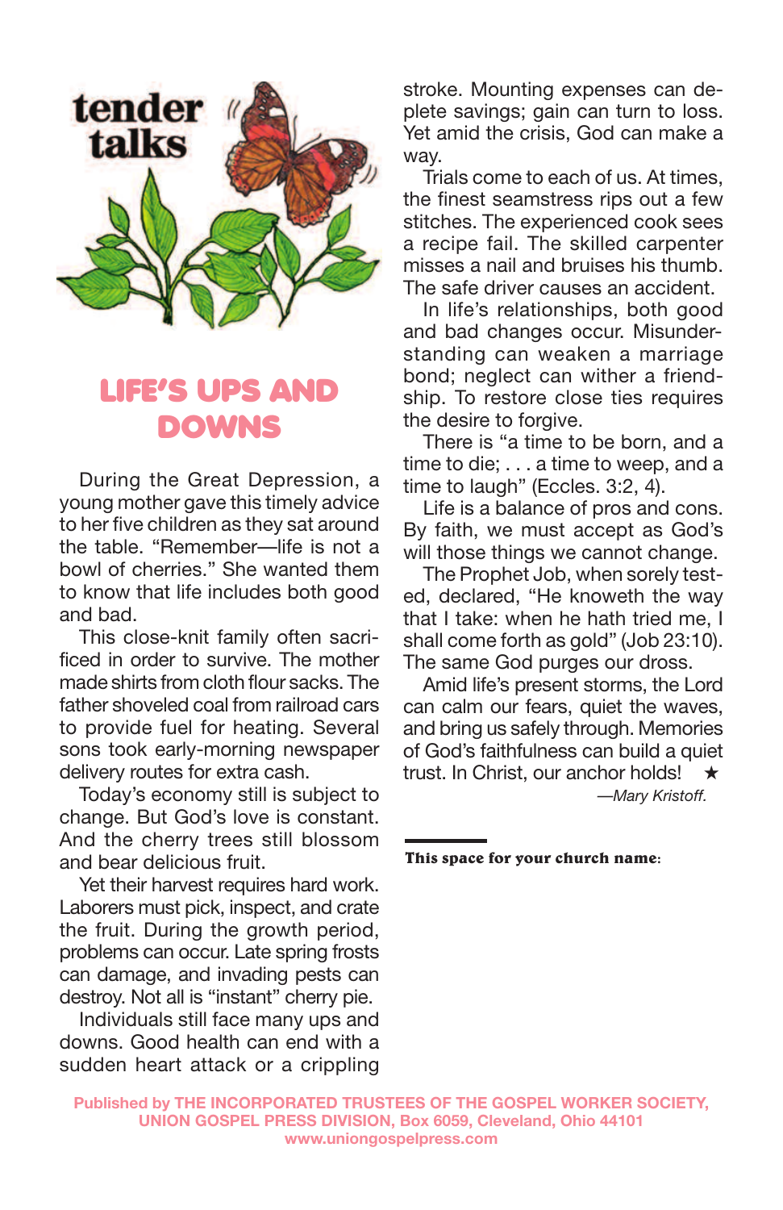**tender talks**

# LIFE'S UPS AND DOWNS

During the Great Depression, a young mother gave this timely advice to her five children as they sat around the table. "Remember—life is not a bowl of cherries." She wanted them to know that life includes both good and bad.

This close-knit family often sacrificed in order to survive. The mother made shirts from cloth flour sacks. The father shoveled coal from railroad cars to provide fuel for heating. Several sons took early-morning newspaper delivery routes for extra cash.

Today's economy still is subject to change. But God's love is constant. And the cherry trees still blossom and bear delicious fruit.

Yet their harvest requires hard work. Laborers must pick, inspect, and crate the fruit. During the growth period, problems can occur. Late spring frosts can damage, and invading pests can destroy. Not all is "instant" cherry pie.

Individuals still face many ups and downs. Good health can end with a sudden heart attack or a crippling stroke. Mounting expenses can deplete savings; gain can turn to loss. Yet amid the crisis, God can make a way.

Trials come to each of us. At times, the finest seamstress rips out a few stitches. The experienced cook sees a recipe fail. The skilled carpenter misses a nail and bruises his thumb. The safe driver causes an accident.

In life's relationships, both good and bad changes occur. Misunderstanding can weaken a marriage bond; neglect can wither a friendship. To restore close ties requires the desire to forgive.

There is "a time to be born, and a time to die; . . . a time to weep, and a time to laugh" (Eccles. 3:2, 4).

Life is a balance of pros and cons. By faith, we must accept as God's will those things we cannot change.

The Prophet Job, when sorely tested, declared, "He knoweth the way that I take: when he hath tried me, I shall come forth as gold" (Job 23:10). The same God purges our dross.

Amid life's present storms, the Lord can calm our fears, quiet the waves, and bring us safely through. Memories of God's faithfulness can build a quiet trust. In Christ, our anchor holds! ★

*—Mary Kristoff.*

---

**This space for your church name:**

Published by THE INCORPORATED TRUSTEES OF THE GOSPEL WORKER SOCIETY, UNION GOSPEL PRESS DIVISION, Box 6059, Cleveland, Ohio 44101
www.uniongospelpress.com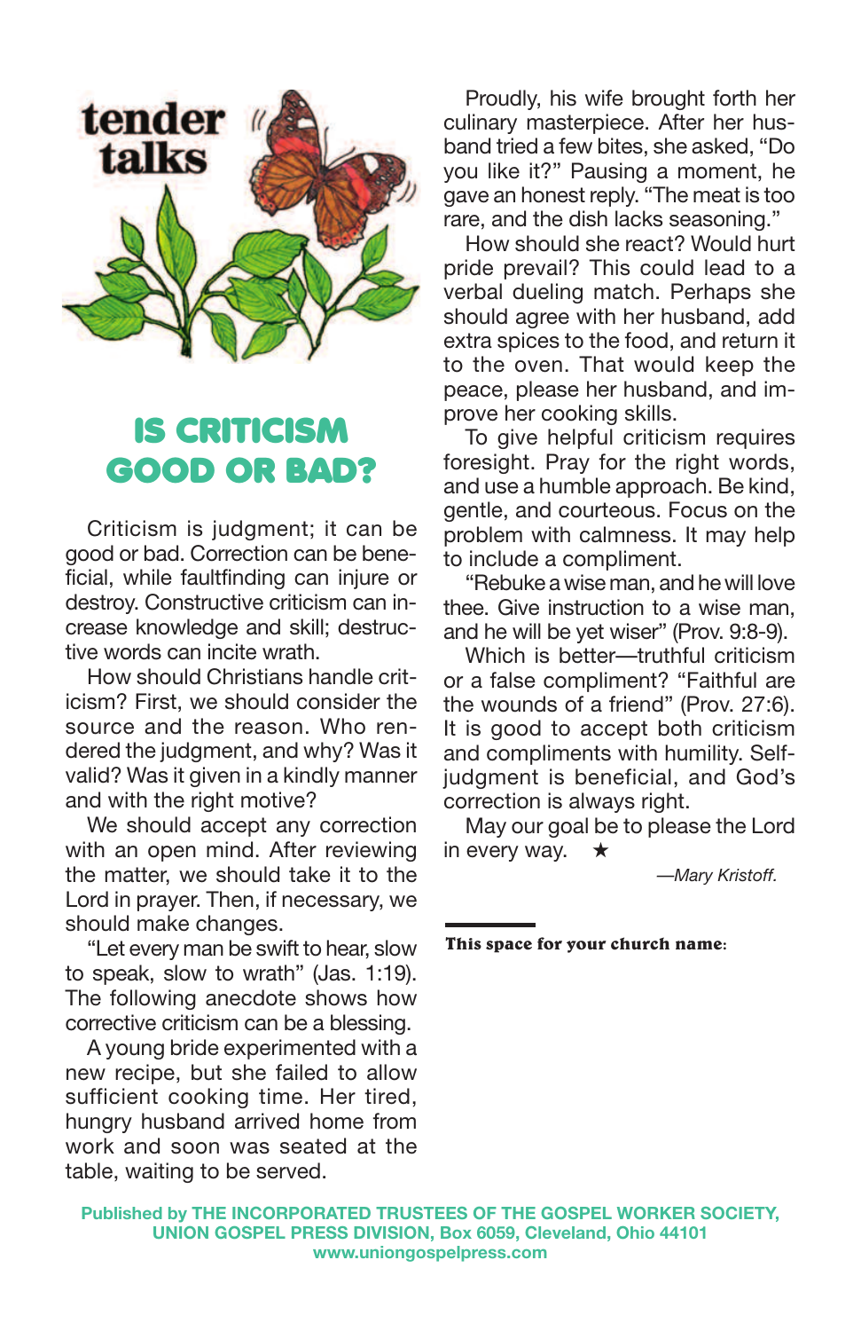tender talks

# IS CRITICISM GOOD OR BAD?

Criticism is judgment; it can be good or bad. Correction can be beneficial, while faultfinding can injure or destroy. Constructive criticism can increase knowledge and skill; destructive words can incite wrath.

How should Christians handle criticism? First, we should consider the source and the reason. Who rendered the judgment, and why? Was it valid? Was it given in a kindly manner and with the right motive?

We should accept any correction with an open mind. After reviewing the matter, we should take it to the Lord in prayer. Then, if necessary, we should make changes.

"Let every man be swift to hear, slow to speak, slow to wrath" (Jas. 1:19). The following anecdote shows how corrective criticism can be a blessing.

A young bride experimented with a new recipe, but she failed to allow sufficient cooking time. Her tired, hungry husband arrived home from work and soon was seated at the table, waiting to be served.

Proudly, his wife brought forth her culinary masterpiece. After her husband tried a few bites, she asked, "Do you like it?" Pausing a moment, he gave an honest reply. "The meat is too rare, and the dish lacks seasoning."

How should she react? Would hurt pride prevail? This could lead to a verbal dueling match. Perhaps she should agree with her husband, add extra spices to the food, and return it to the oven. That would keep the peace, please her husband, and improve her cooking skills.

To give helpful criticism requires foresight. Pray for the right words, and use a humble approach. Be kind, gentle, and courteous. Focus on the problem with calmness. It may help to include a compliment.

"Rebuke a wise man, and he will love thee. Give instruction to a wise man, and he will be yet wiser" (Prov. 9:8-9).

Which is better—truthful criticism or a false compliment? "Faithful are the wounds of a friend" (Prov. 27:6). It is good to accept both criticism and compliments with humility. Self-judgment is beneficial, and God's correction is always right.

May our goal be to please the Lord in every way. ★

*—Mary Kristoff.*

**This space for your church name:**

**Published by THE INCORPORATED TRUSTEES OF THE GOSPEL WORKER SOCIETY, UNION GOSPEL PRESS DIVISION, Box 6059, Cleveland, Ohio 44101**
**www.uniongospelpress.com**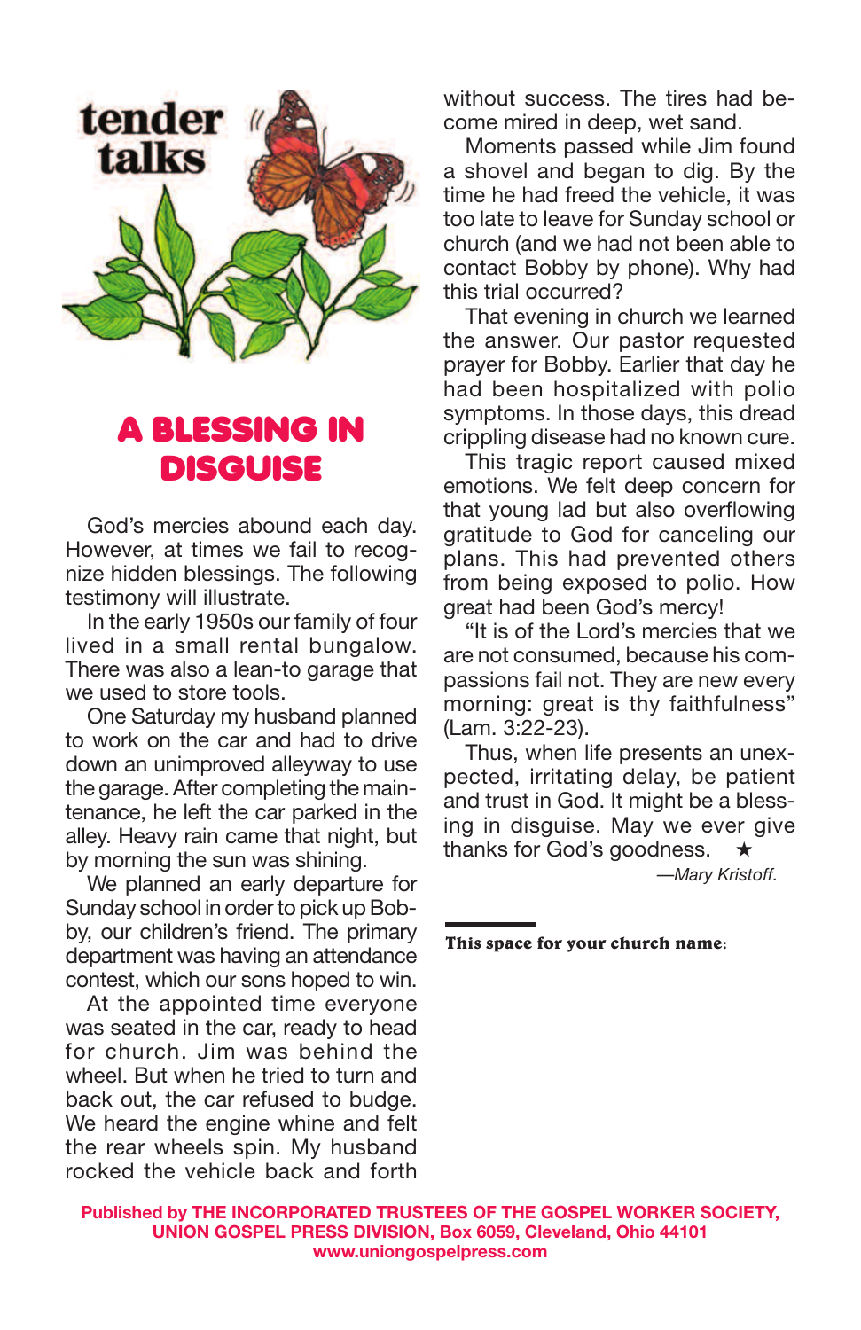tender talks

# A BLESSING IN DISGUISE

God's mercies abound each day. However, at times we fail to recognize hidden blessings. The following testimony will illustrate.

In the early 1950s our family of four lived in a small rental bungalow. There was also a lean-to garage that we used to store tools.

One Saturday my husband planned to work on the car and had to drive down an unimproved alleyway to use the garage. After completing the maintenance, he left the car parked in the alley. Heavy rain came that night, but by morning the sun was shining.

We planned an early departure for Sunday school in order to pick up Bobby, our children's friend. The primary department was having an attendance contest, which our sons hoped to win.

At the appointed time everyone was seated in the car, ready to head for church. Jim was behind the wheel. But when he tried to turn and back out, the car refused to budge. We heard the engine whine and felt the rear wheels spin. My husband rocked the vehicle back and forth without success. The tires had become mired in deep, wet sand.

Moments passed while Jim found a shovel and began to dig. By the time he had freed the vehicle, it was too late to leave for Sunday school or church (and we had not been able to contact Bobby by phone). Why had this trial occurred?

That evening in church we learned the answer. Our pastor requested prayer for Bobby. Earlier that day he had been hospitalized with polio symptoms. In those days, this dread crippling disease had no known cure.

This tragic report caused mixed emotions. We felt deep concern for that young lad but also overflowing gratitude to God for canceling our plans. This had prevented others from being exposed to polio. How great had been God's mercy!

"It is of the Lord's mercies that we are not consumed, because his compassions fail not. They are new every morning: great is thy faithfulness" (Lam. 3:22-23).

Thus, when life presents an unexpected, irritating delay, be patient and trust in God. It might be a blessing in disguise. May we ever give thanks for God's goodness. ★

*—Mary Kristoff.*

**This space for your church name:**

**Published by THE INCORPORATED TRUSTEES OF THE GOSPEL WORKER SOCIETY, UNION GOSPEL PRESS DIVISION, Box 6059, Cleveland, Ohio 44101**
**www.uniongospelpress.com**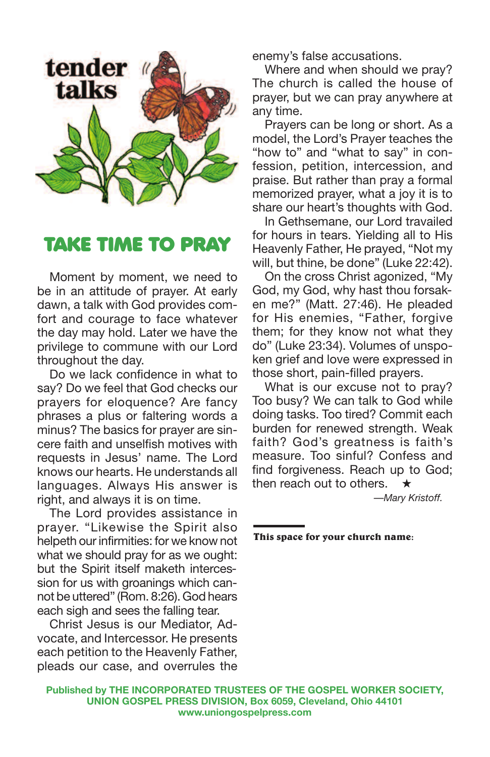tender talks

# TAKE TIME TO PRAY

Moment by moment, we need to be in an attitude of prayer. At early dawn, a talk with God provides comfort and courage to face whatever the day may hold. Later we have the privilege to commune with our Lord throughout the day.

Do we lack confidence in what to say? Do we feel that God checks our prayers for eloquence? Are fancy phrases a plus or faltering words a minus? The basics for prayer are sincere faith and unselfish motives with requests in Jesus' name. The Lord knows our hearts. He understands all languages. Always His answer is right, and always it is on time.

The Lord provides assistance in prayer. "Likewise the Spirit also helpeth our infirmities: for we know not what we should pray for as we ought: but the Spirit itself maketh intercession for us with groanings which cannot be uttered" (Rom. 8:26). God hears each sigh and sees the falling tear.

Christ Jesus is our Mediator, Advocate, and Intercessor. He presents each petition to the Heavenly Father, pleads our case, and overrules the enemy's false accusations.

Where and when should we pray? The church is called the house of prayer, but we can pray anywhere at any time.

Prayers can be long or short. As a model, the Lord's Prayer teaches the "how to" and "what to say" in confession, petition, intercession, and praise. But rather than pray a formal memorized prayer, what a joy it is to share our heart's thoughts with God.

In Gethsemane, our Lord travailed for hours in tears. Yielding all to His Heavenly Father, He prayed, "Not my will, but thine, be done" (Luke 22:42).

On the cross Christ agonized, "My God, my God, why hast thou forsaken me?" (Matt. 27:46). He pleaded for His enemies, "Father, forgive them; for they know not what they do" (Luke 23:34). Volumes of unspoken grief and love were expressed in those short, pain-filled prayers.

What is our excuse not to pray? Too busy? We can talk to God while doing tasks. Too tired? Commit each burden for renewed strength. Weak faith? God's greatness is faith's measure. Too sinful? Confess and find forgiveness. Reach up to God; then reach out to others. ★

*—Mary Kristoff.*

**This space for your church name:**

**Published by THE INCORPORATED TRUSTEES OF THE GOSPEL WORKER SOCIETY, UNION GOSPEL PRESS DIVISION, Box 6059, Cleveland, Ohio 44101**
**www.uniongospelpress.com**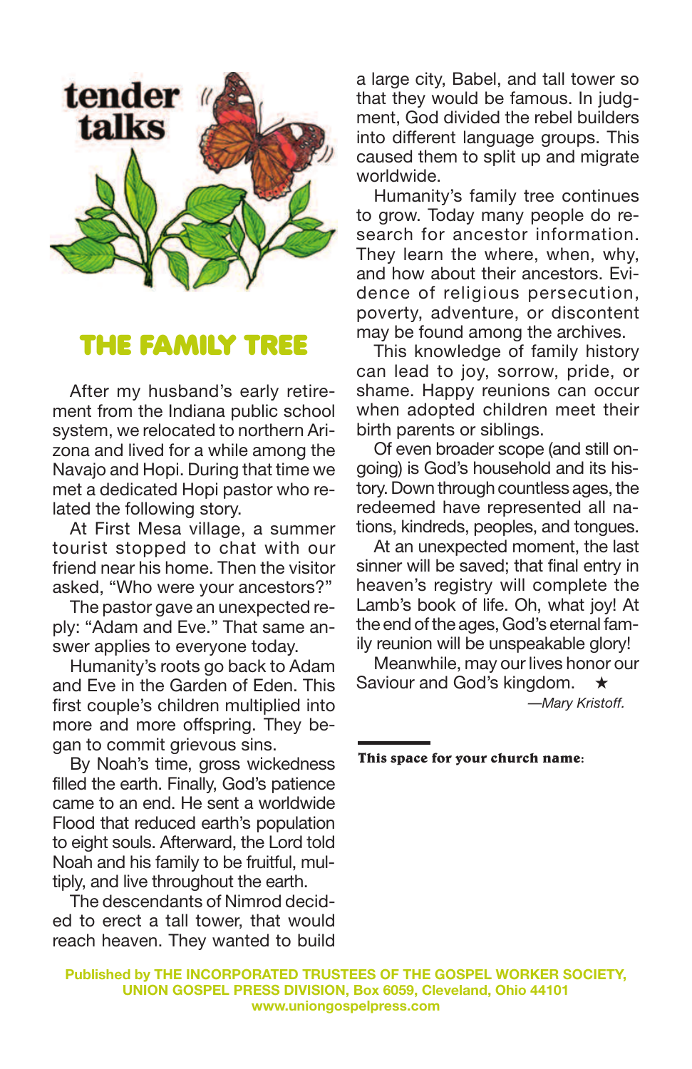# tender talks

## THE FAMILY TREE

After my husband's early retirement from the Indiana public school system, we relocated to northern Arizona and lived for a while among the Navajo and Hopi. During that time we met a dedicated Hopi pastor who related the following story.

At First Mesa village, a summer tourist stopped to chat with our friend near his home. Then the visitor asked, "Who were your ancestors?"

The pastor gave an unexpected reply: "Adam and Eve." That same answer applies to everyone today.

Humanity's roots go back to Adam and Eve in the Garden of Eden. This first couple's children multiplied into more and more offspring. They began to commit grievous sins.

By Noah's time, gross wickedness filled the earth. Finally, God's patience came to an end. He sent a worldwide Flood that reduced earth's population to eight souls. Afterward, the Lord told Noah and his family to be fruitful, multiply, and live throughout the earth.

The descendants of Nimrod decided to erect a tall tower, that would reach heaven. They wanted to build a large city, Babel, and tall tower so that they would be famous. In judgment, God divided the rebel builders into different language groups. This caused them to split up and migrate worldwide.

Humanity's family tree continues to grow. Today many people do research for ancestor information. They learn the where, when, why, and how about their ancestors. Evidence of religious persecution, poverty, adventure, or discontent may be found among the archives.

This knowledge of family history can lead to joy, sorrow, pride, or shame. Happy reunions can occur when adopted children meet their birth parents or siblings.

Of even broader scope (and still ongoing) is God's household and its history. Down through countless ages, the redeemed have represented all nations, kindreds, peoples, and tongues.

At an unexpected moment, the last sinner will be saved; that final entry in heaven's registry will complete the Lamb's book of life. Oh, what joy! At the end of the ages, God's eternal family reunion will be unspeakable glory!

Meanwhile, may our lives honor our Saviour and God's kingdom. ★

*—Mary Kristoff.*

**This space for your church name:**

**Published by THE INCORPORATED TRUSTEES OF THE GOSPEL WORKER SOCIETY, UNION GOSPEL PRESS DIVISION, Box 6059, Cleveland, Ohio 44101**
**www.uniongospelpress.com**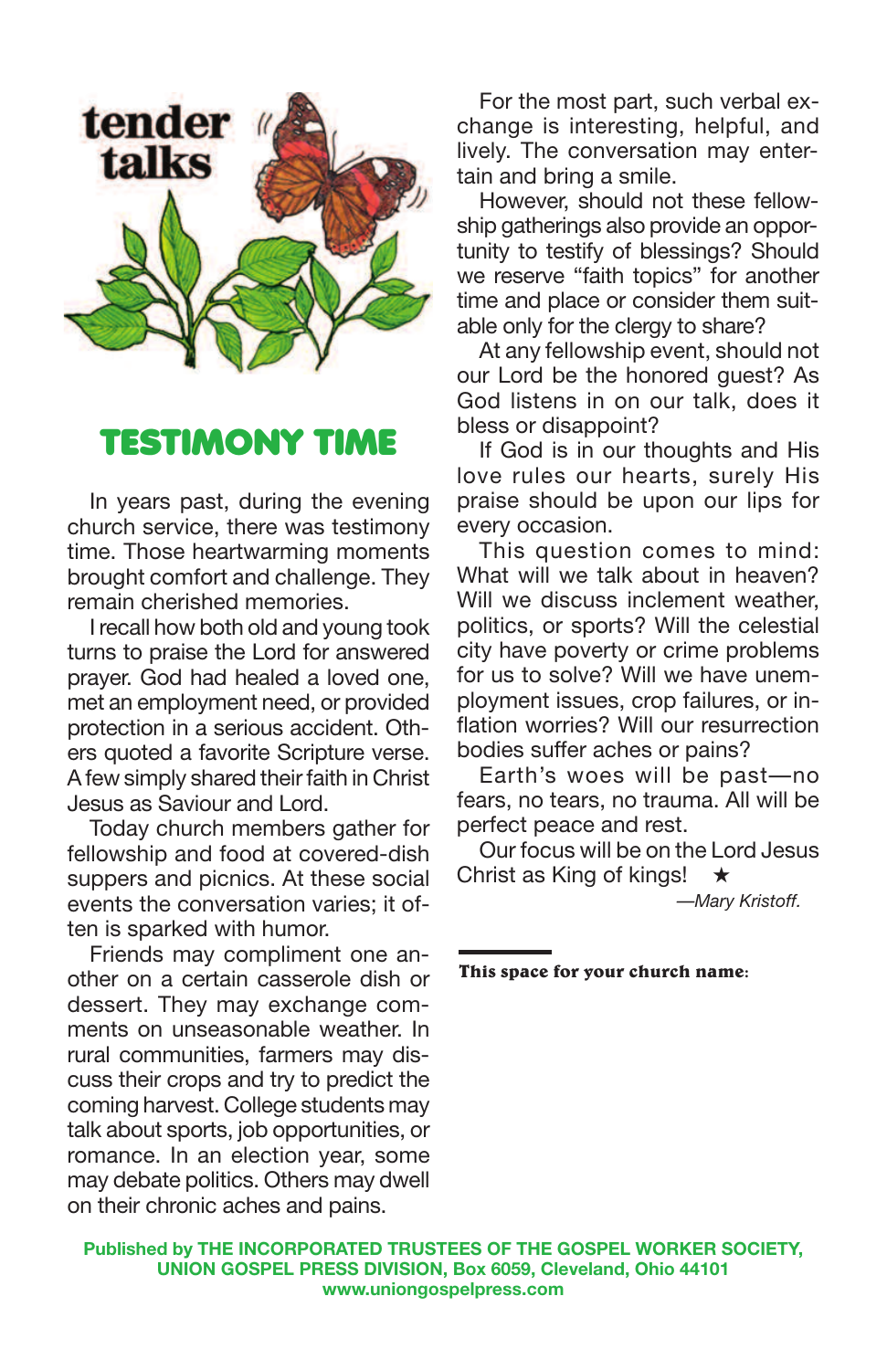tender talks

# TESTIMONY TIME

In years past, during the evening church service, there was testimony time. Those heartwarming moments brought comfort and challenge. They remain cherished memories.

I recall how both old and young took turns to praise the Lord for answered prayer. God had healed a loved one, met an employment need, or provided protection in a serious accident. Others quoted a favorite Scripture verse. A few simply shared their faith in Christ Jesus as Saviour and Lord.

Today church members gather for fellowship and food at covered-dish suppers and picnics. At these social events the conversation varies; it often is sparked with humor.

Friends may compliment one another on a certain casserole dish or dessert. They may exchange comments on unseasonable weather. In rural communities, farmers may discuss their crops and try to predict the coming harvest. College students may talk about sports, job opportunities, or romance. In an election year, some may debate politics. Others may dwell on their chronic aches and pains.

For the most part, such verbal exchange is interesting, helpful, and lively. The conversation may entertain and bring a smile.

However, should not these fellowship gatherings also provide an opportunity to testify of blessings? Should we reserve "faith topics" for another time and place or consider them suitable only for the clergy to share?

At any fellowship event, should not our Lord be the honored guest? As God listens in on our talk, does it bless or disappoint?

If God is in our thoughts and His love rules our hearts, surely His praise should be upon our lips for every occasion.

This question comes to mind: What will we talk about in heaven? Will we discuss inclement weather, politics, or sports? Will the celestial city have poverty or crime problems for us to solve? Will we have unemployment issues, crop failures, or inflation worries? Will our resurrection bodies suffer aches or pains?

Earth's woes will be past—no fears, no tears, no trauma. All will be perfect peace and rest.

Our focus will be on the Lord Jesus Christ as King of kings! ★

*—Mary Kristoff.*

**This space for your church name:**

**Published by THE INCORPORATED TRUSTEES OF THE GOSPEL WORKER SOCIETY, UNION GOSPEL PRESS DIVISION, Box 6059, Cleveland, Ohio 44101**
**www.uniongospelpress.com**